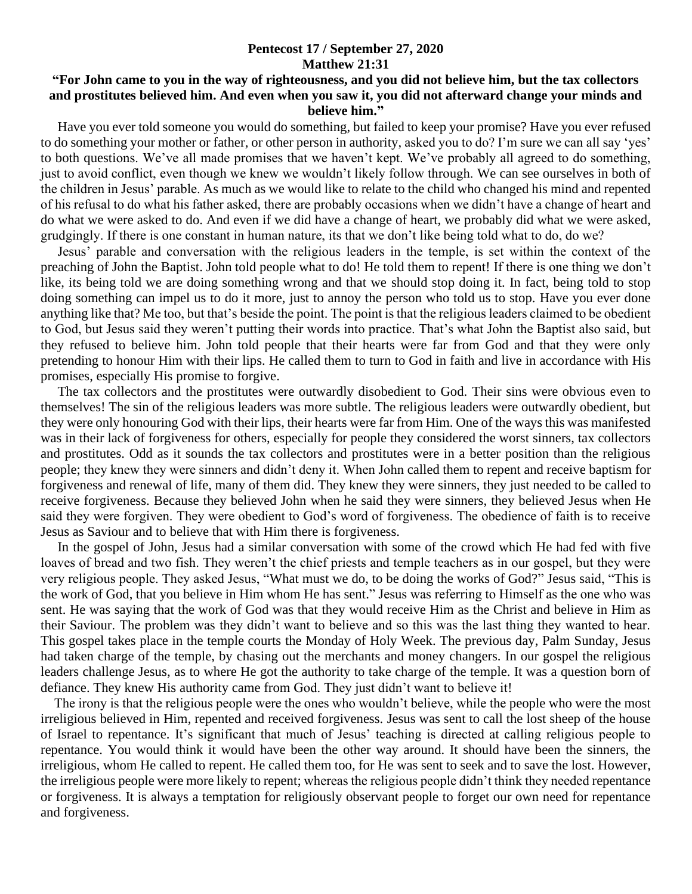**Pentecost 17 / September 27, 2020**
**Matthew 21:31**

**"For John came to you in the way of righteousness, and you did not believe him, but the tax collectors and prostitutes believed him. And even when you saw it, you did not afterward change your minds and believe him."**

Have you ever told someone you would do something, but failed to keep your promise? Have you ever refused to do something your mother or father, or other person in authority, asked you to do? I'm sure we can all say 'yes' to both questions. We've all made promises that we haven't kept. We've probably all agreed to do something, just to avoid conflict, even though we knew we wouldn't likely follow through. We can see ourselves in both of the children in Jesus' parable. As much as we would like to relate to the child who changed his mind and repented of his refusal to do what his father asked, there are probably occasions when we didn't have a change of heart and do what we were asked to do. And even if we did have a change of heart, we probably did what we were asked, grudgingly. If there is one constant in human nature, its that we don't like being told what to do, do we?

Jesus' parable and conversation with the religious leaders in the temple, is set within the context of the preaching of John the Baptist. John told people what to do! He told them to repent! If there is one thing we don't like, its being told we are doing something wrong and that we should stop doing it. In fact, being told to stop doing something can impel us to do it more, just to annoy the person who told us to stop. Have you ever done anything like that? Me too, but that's beside the point. The point is that the religious leaders claimed to be obedient to God, but Jesus said they weren't putting their words into practice. That's what John the Baptist also said, but they refused to believe him. John told people that their hearts were far from God and that they were only pretending to honour Him with their lips. He called them to turn to God in faith and live in accordance with His promises, especially His promise to forgive.

The tax collectors and the prostitutes were outwardly disobedient to God. Their sins were obvious even to themselves! The sin of the religious leaders was more subtle. The religious leaders were outwardly obedient, but they were only honouring God with their lips, their hearts were far from Him. One of the ways this was manifested was in their lack of forgiveness for others, especially for people they considered the worst sinners, tax collectors and prostitutes. Odd as it sounds the tax collectors and prostitutes were in a better position than the religious people; they knew they were sinners and didn't deny it. When John called them to repent and receive baptism for forgiveness and renewal of life, many of them did. They knew they were sinners, they just needed to be called to receive forgiveness. Because they believed John when he said they were sinners, they believed Jesus when He said they were forgiven. They were obedient to God's word of forgiveness. The obedience of faith is to receive Jesus as Saviour and to believe that with Him there is forgiveness.

In the gospel of John, Jesus had a similar conversation with some of the crowd which He had fed with five loaves of bread and two fish. They weren't the chief priests and temple teachers as in our gospel, but they were very religious people. They asked Jesus, "What must we do, to be doing the works of God?" Jesus said, "This is the work of God, that you believe in Him whom He has sent." Jesus was referring to Himself as the one who was sent. He was saying that the work of God was that they would receive Him as the Christ and believe in Him as their Saviour. The problem was they didn't want to believe and so this was the last thing they wanted to hear. This gospel takes place in the temple courts the Monday of Holy Week. The previous day, Palm Sunday, Jesus had taken charge of the temple, by chasing out the merchants and money changers. In our gospel the religious leaders challenge Jesus, as to where He got the authority to take charge of the temple. It was a question born of defiance. They knew His authority came from God. They just didn't want to believe it!

The irony is that the religious people were the ones who wouldn't believe, while the people who were the most irreligious believed in Him, repented and received forgiveness. Jesus was sent to call the lost sheep of the house of Israel to repentance. It's significant that much of Jesus' teaching is directed at calling religious people to repentance. You would think it would have been the other way around. It should have been the sinners, the irreligious, whom He called to repent. He called them too, for He was sent to seek and to save the lost. However, the irreligious people were more likely to repent; whereas the religious people didn't think they needed repentance or forgiveness. It is always a temptation for religiously observant people to forget our own need for repentance and forgiveness.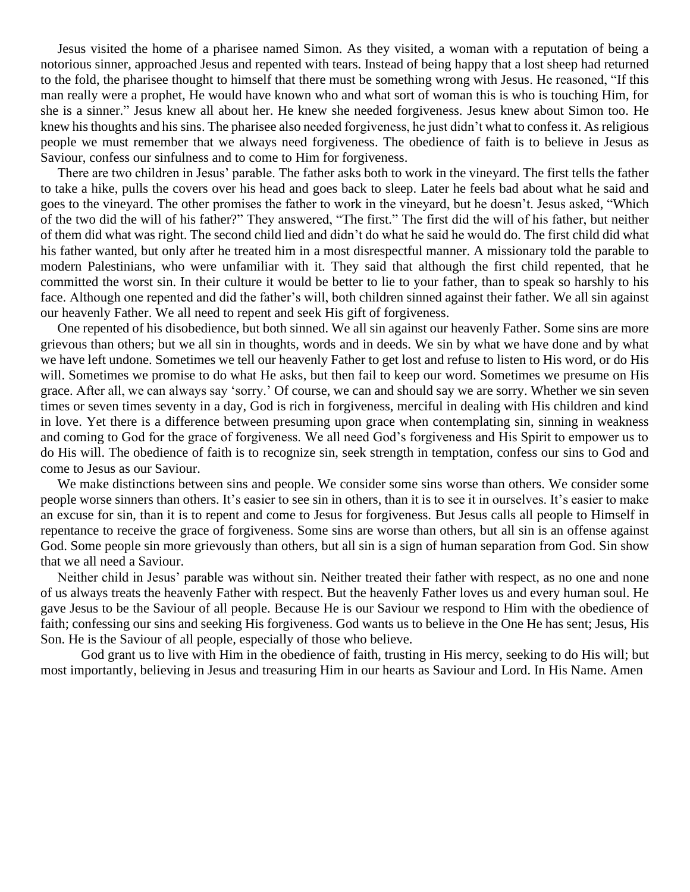Jesus visited the home of a pharisee named Simon. As they visited, a woman with a reputation of being a notorious sinner, approached Jesus and repented with tears. Instead of being happy that a lost sheep had returned to the fold, the pharisee thought to himself that there must be something wrong with Jesus. He reasoned, "If this man really were a prophet, He would have known who and what sort of woman this is who is touching Him, for she is a sinner." Jesus knew all about her. He knew she needed forgiveness. Jesus knew about Simon too. He knew his thoughts and his sins. The pharisee also needed forgiveness, he just didn't what to confess it. As religious people we must remember that we always need forgiveness. The obedience of faith is to believe in Jesus as Saviour, confess our sinfulness and to come to Him for forgiveness.

There are two children in Jesus' parable. The father asks both to work in the vineyard. The first tells the father to take a hike, pulls the covers over his head and goes back to sleep. Later he feels bad about what he said and goes to the vineyard. The other promises the father to work in the vineyard, but he doesn't. Jesus asked, "Which of the two did the will of his father?" They answered, "The first." The first did the will of his father, but neither of them did what was right. The second child lied and didn't do what he said he would do. The first child did what his father wanted, but only after he treated him in a most disrespectful manner. A missionary told the parable to modern Palestinians, who were unfamiliar with it. They said that although the first child repented, that he committed the worst sin. In their culture it would be better to lie to your father, than to speak so harshly to his face. Although one repented and did the father's will, both children sinned against their father. We all sin against our heavenly Father. We all need to repent and seek His gift of forgiveness.

One repented of his disobedience, but both sinned. We all sin against our heavenly Father. Some sins are more grievous than others; but we all sin in thoughts, words and in deeds. We sin by what we have done and by what we have left undone. Sometimes we tell our heavenly Father to get lost and refuse to listen to His word, or do His will. Sometimes we promise to do what He asks, but then fail to keep our word. Sometimes we presume on His grace. After all, we can always say 'sorry.' Of course, we can and should say we are sorry. Whether we sin seven times or seven times seventy in a day, God is rich in forgiveness, merciful in dealing with His children and kind in love. Yet there is a difference between presuming upon grace when contemplating sin, sinning in weakness and coming to God for the grace of forgiveness. We all need God's forgiveness and His Spirit to empower us to do His will. The obedience of faith is to recognize sin, seek strength in temptation, confess our sins to God and come to Jesus as our Saviour.

We make distinctions between sins and people. We consider some sins worse than others. We consider some people worse sinners than others. It's easier to see sin in others, than it is to see it in ourselves. It's easier to make an excuse for sin, than it is to repent and come to Jesus for forgiveness. But Jesus calls all people to Himself in repentance to receive the grace of forgiveness. Some sins are worse than others, but all sin is an offense against God. Some people sin more grievously than others, but all sin is a sign of human separation from God. Sin show that we all need a Saviour.

Neither child in Jesus' parable was without sin. Neither treated their father with respect, as no one and none of us always treats the heavenly Father with respect. But the heavenly Father loves us and every human soul. He gave Jesus to be the Saviour of all people. Because He is our Saviour we respond to Him with the obedience of faith; confessing our sins and seeking His forgiveness. God wants us to believe in the One He has sent; Jesus, His Son. He is the Saviour of all people, especially of those who believe.

God grant us to live with Him in the obedience of faith, trusting in His mercy, seeking to do His will; but most importantly, believing in Jesus and treasuring Him in our hearts as Saviour and Lord. In His Name. Amen